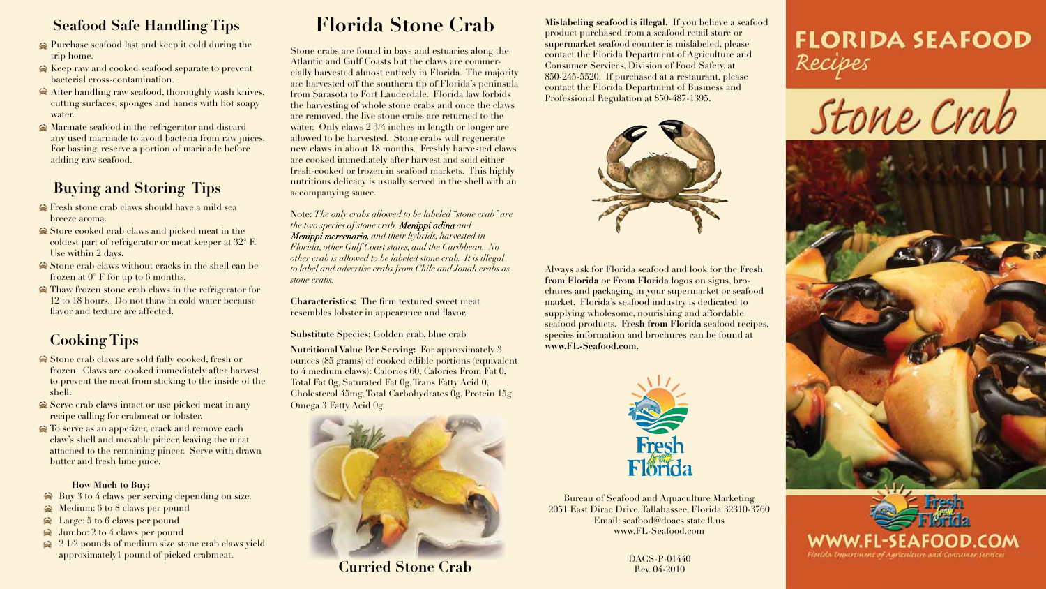## Seafood Safe Handling Tips

- Purchase seafood last and keep it cold during the trip home.
- Keep raw and cooked seafood separate to prevent bacterial cross-contamination.
- After handling raw seafood, thoroughly wash knives, cutting surfaces, sponges and hands with hot soapy water.
- Marinate seafood in the refrigerator and discard any used marinade to avoid bacteria from raw juices. For basting, reserve a portion of marinade before adding raw seafood.

## Buying and Storing Tips

- Fresh stone crab claws should have a mild sea breeze aroma.
- Store cooked crab claws and picked meat in the coldest part of refrigerator or meat keeper at 32° F. Use within 2 days.
- Stone crab claws without cracks in the shell can be frozen at 0° F for up to 6 months.
- Thaw frozen stone crab claws in the refrigerator for 12 to 18 hours. Do not thaw in cold water because flavor and texture are affected.

## Cooking Tips

- Stone crab claws are sold fully cooked, fresh or frozen. Claws are cooked immediately after harvest to prevent the meat from sticking to the inside of the shell.
- Serve crab claws intact or use picked meat in any recipe calling for crabmeat or lobster.
- To serve as an appetizer, crack and remove each claw's shell and movable pincer, leaving the meat attached to the remaining pincer. Serve with drawn butter and fresh lime juice.

### How Much to Buy:

- Buy 3 to 4 claws per serving depending on size.
- Medium: 6 to 8 claws per pound
- Large: 5 to 6 claws per pound
- Jumbo: 2 to 4 claws per pound
- 2 1/2 pounds of medium size stone crab claws yield approximately1 pound of picked crabmeat.

# Florida Stone Crab

Stone crabs are found in bays and estuaries along the Atlantic and Gulf Coasts but the claws are commercially harvested almost entirely in Florida. The majority are harvested off the southern tip of Florida's peninsula from Sarasota to Fort Lauderdale. Florida law forbids the harvesting of whole stone crabs and once the claws are removed, the live stone crabs are returned to the water. Only claws 2 3/4 inches in length or longer are allowed to be harvested. Stone crabs will regenerate new claws in about 18 months. Freshly harvested claws are cooked immediately after harvest and sold either fresh-cooked or frozen in seafood markets. This highly nutritious delicacy is usually served in the shell with an accompanying sauce.

Note: *The only crabs allowed to be labeled "stone crab" are the two species of stone crab, **Menippi adina** and **Menippi mercenaria**, and their hybrids, harvested in Florida, other Gulf Coast states, and the Caribbean. No other crab is allowed to be labeled stone crab. It is illegal to label and advertise crabs from Chile and Jonah crabs as stone crabs.*

**Characteristics:** The firm textured sweet meat resembles lobster in appearance and flavor.

**Substitute Species:** Golden crab, blue crab

**Nutritional Value Per Serving:** For approximately 3 ounces (85 grams) of cooked edible portions (equivalent to 4 medium claws): Calories 60, Calories From Fat 0, Total Fat 0g, Saturated Fat 0g, Trans Fatty Acid 0, Cholesterol 45mg, Total Carbohydrates 0g, Protein 15g, Omega 3 Fatty Acid 0g.

**Curried Stone Crab**

**Mislabeling seafood is illegal.** If you believe a seafood product purchased from a seafood retail store or supermarket seafood counter is mislabeled, please contact the Florida Department of Agriculture and Consumer Services, Division of Food Safety, at 850-245-5520. If purchased at a restaurant, please contact the Florida Department of Business and Professional Regulation at 850-487-1395.

Always ask for Florida seafood and look for the **Fresh from Florida** or **From Florida** logos on signs, brochures and packaging in your supermarket or seafood market. Florida's seafood industry is dedicated to supplying wholesome, nourishing and affordable seafood products. **Fresh from Florida** seafood recipes, species information and brochures can be found at **www.FL-Seafood.com.**

Fresh from Florida

Bureau of Seafood and Aquaculture Marketing
2051 East Dirac Drive, Tallahassee, Florida 32310-3760
Email: seafood@doacs.state.fl.us
www.FL-Seafood.com

DACS-P-01440
Rev. 04-2010

# FLORIDA SEAFOOD *Recipes*

# Stone Crab

Fresh from Florida

WWW.FL-SEAFOOD.COM

*Florida Department of Agriculture and Consumer Services*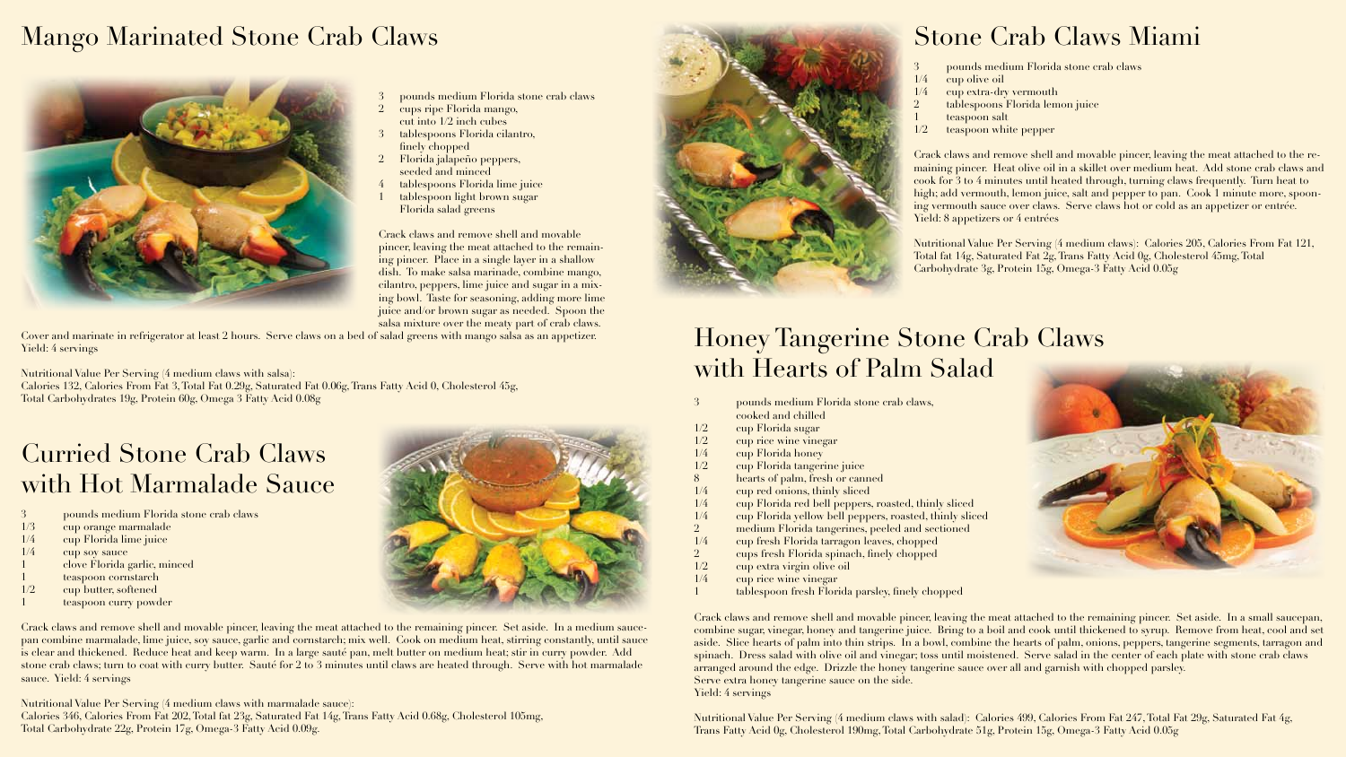# Mango Marinated Stone Crab Claws

- 3 pounds medium Florida stone crab claws
- 2 cups ripe Florida mango, cut into 1/2 inch cubes
- 3 tablespoons Florida cilantro, finely chopped
- 2 Florida jalapeño peppers, seeded and minced
- 4 tablespoons Florida lime juice
- 1 tablespoon light brown sugar
- Florida salad greens

Crack claws and remove shell and movable pincer, leaving the meat attached to the remaining pincer. Place in a single layer in a shallow dish. To make salsa marinade, combine mango, cilantro, peppers, lime juice and sugar in a mixing bowl. Taste for seasoning, adding more lime juice and/or brown sugar as needed. Spoon the salsa mixture over the meaty part of crab claws. Cover and marinate in refrigerator at least 2 hours. Serve claws on a bed of salad greens with mango salsa as an appetizer.
Yield: 4 servings

Nutritional Value Per Serving (4 medium claws with salsa):
Calories 132, Calories From Fat 3, Total Fat 0.29g, Saturated Fat 0.06g, Trans Fatty Acid 0, Cholesterol 45g, Total Carbohydrates 19g, Protein 60g, Omega 3 Fatty Acid 0.08g

# Curried Stone Crab Claws with Hot Marmalade Sauce

- 3 pounds medium Florida stone crab claws
- 1/3 cup orange marmalade
- 1/4 cup Florida lime juice
- 1/4 cup soy sauce
- 1 clove Florida garlic, minced
- 1 teaspoon cornstarch
- 1/2 cup butter, softened
- 1 teaspoon curry powder

Crack claws and remove shell and movable pincer, leaving the meat attached to the remaining pincer. Set aside. In a medium saucepan combine marmalade, lime juice, soy sauce, garlic and cornstarch; mix well. Cook on medium heat, stirring constantly, until sauce is clear and thickened. Reduce heat and keep warm. In a large sauté pan, melt butter on medium heat; stir in curry powder. Add stone crab claws; turn to coat with curry butter. Sauté for 2 to 3 minutes until claws are heated through. Serve with hot marmalade sauce. Yield: 4 servings

Nutritional Value Per Serving (4 medium claws with marmalade sauce):
Calories 346, Calories From Fat 202, Total fat 23g, Saturated Fat 14g, Trans Fatty Acid 0.68g, Cholesterol 105mg, Total Carbohydrate 22g, Protein 17g, Omega-3 Fatty Acid 0.09g.

# Stone Crab Claws Miami

- 3 pounds medium Florida stone crab claws
- 1/4 cup olive oil
- 1/4 cup extra-dry vermouth
- 2 tablespoons Florida lemon juice
- 1 teaspoon salt
- 1/2 teaspoon white pepper

Crack claws and remove shell and movable pincer, leaving the meat attached to the remaining pincer. Heat olive oil in a skillet over medium heat. Add stone crab claws and cook for 3 to 4 minutes until heated through, turning claws frequently. Turn heat to high; add vermouth, lemon juice, salt and pepper to pan. Cook 1 minute more, spooning vermouth sauce over claws. Serve claws hot or cold as an appetizer or entrée.
Yield: 8 appetizers or 4 entrées

Nutritional Value Per Serving (4 medium claws): Calories 205, Calories From Fat 121, Total fat 14g, Saturated Fat 2g, Trans Fatty Acid 0g, Cholesterol 45mg, Total Carbohydrate 3g, Protein 15g, Omega-3 Fatty Acid 0.05g

# Honey Tangerine Stone Crab Claws with Hearts of Palm Salad

- 3 pounds medium Florida stone crab claws, cooked and chilled
- 1/2 cup Florida sugar
- 1/2 cup rice wine vinegar
- 1/4 cup Florida honey
- 1/2 cup Florida tangerine juice
- 8 hearts of palm, fresh or canned
- 1/4 cup red onions, thinly sliced
- 1/4 cup Florida red bell peppers, roasted, thinly sliced
- 1/4 cup Florida yellow bell peppers, roasted, thinly sliced
- 2 medium Florida tangerines, peeled and sectioned
- 1/4 cup fresh Florida tarragon leaves, chopped
- 2 cups fresh Florida spinach, finely chopped
- 1/2 cup extra virgin olive oil
- 1/4 cup rice wine vinegar
- 1 tablespoon fresh Florida parsley, finely chopped

Crack claws and remove shell and movable pincer, leaving the meat attached to the remaining pincer. Set aside. In a small saucepan, combine sugar, vinegar, honey and tangerine juice. Bring to a boil and cook until thickened to syrup. Remove from heat, cool and set aside. Slice hearts of palm into thin strips. In a bowl, combine the hearts of palm, onions, peppers, tangerine segments, tarragon and spinach. Dress salad with olive oil and vinegar; toss until moistened. Serve salad in the center of each plate with stone crab claws arranged around the edge. Drizzle the honey tangerine sauce over all and garnish with chopped parsley.
Serve extra honey tangerine sauce on the side.
Yield: 4 servings

Nutritional Value Per Serving (4 medium claws with salad): Calories 499, Calories From Fat 247, Total Fat 29g, Saturated Fat 4g, Trans Fatty Acid 0g, Cholesterol 190mg, Total Carbohydrate 51g, Protein 15g, Omega-3 Fatty Acid 0.05g